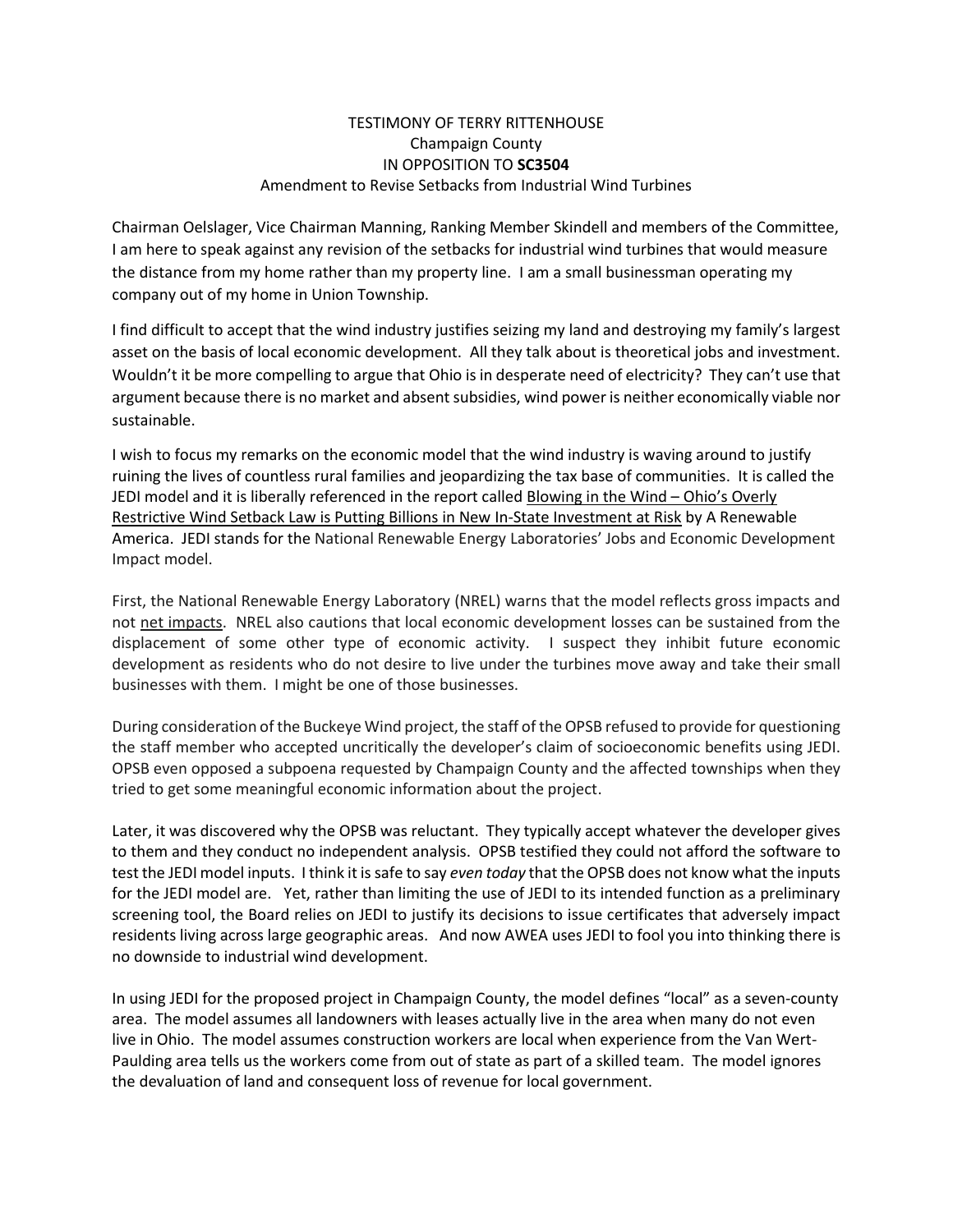TESTIMONY OF TERRY RITTENHOUSE
Champaign County
IN OPPOSITION TO **SC3504**
Amendment to Revise Setbacks from Industrial Wind Turbines

Chairman Oelslager, Vice Chairman Manning, Ranking Member Skindell and members of the Committee, I am here to speak against any revision of the setbacks for industrial wind turbines that would measure the distance from my home rather than my property line. I am a small businessman operating my company out of my home in Union Township.

I find difficult to accept that the wind industry justifies seizing my land and destroying my family's largest asset on the basis of local economic development. All they talk about is theoretical jobs and investment. Wouldn't it be more compelling to argue that Ohio is in desperate need of electricity? They can't use that argument because there is no market and absent subsidies, wind power is neither economically viable nor sustainable.

I wish to focus my remarks on the economic model that the wind industry is waving around to justify ruining the lives of countless rural families and jeopardizing the tax base of communities. It is called the JEDI model and it is liberally referenced in the report called <u>Blowing in the Wind – Ohio's Overly Restrictive Wind Setback Law is Putting Billions in New In-State Investment at Risk</u> by A Renewable America. JEDI stands for the National Renewable Energy Laboratories' Jobs and Economic Development Impact model.

First, the National Renewable Energy Laboratory (NREL) warns that the model reflects gross impacts and not <u>net impacts</u>. NREL also cautions that local economic development losses can be sustained from the displacement of some other type of economic activity. I suspect they inhibit future economic development as residents who do not desire to live under the turbines move away and take their small businesses with them. I might be one of those businesses.

During consideration of the Buckeye Wind project, the staff of the OPSB refused to provide for questioning the staff member who accepted uncritically the developer's claim of socioeconomic benefits using JEDI. OPSB even opposed a subpoena requested by Champaign County and the affected townships when they tried to get some meaningful economic information about the project.

Later, it was discovered why the OPSB was reluctant. They typically accept whatever the developer gives to them and they conduct no independent analysis. OPSB testified they could not afford the software to test the JEDI model inputs. I think it is safe to say *even today* that the OPSB does not know what the inputs for the JEDI model are. Yet, rather than limiting the use of JEDI to its intended function as a preliminary screening tool, the Board relies on JEDI to justify its decisions to issue certificates that adversely impact residents living across large geographic areas. And now AWEA uses JEDI to fool you into thinking there is no downside to industrial wind development.

In using JEDI for the proposed project in Champaign County, the model defines "local" as a seven-county area. The model assumes all landowners with leases actually live in the area when many do not even live in Ohio. The model assumes construction workers are local when experience from the Van Wert-Paulding area tells us the workers come from out of state as part of a skilled team. The model ignores the devaluation of land and consequent loss of revenue for local government.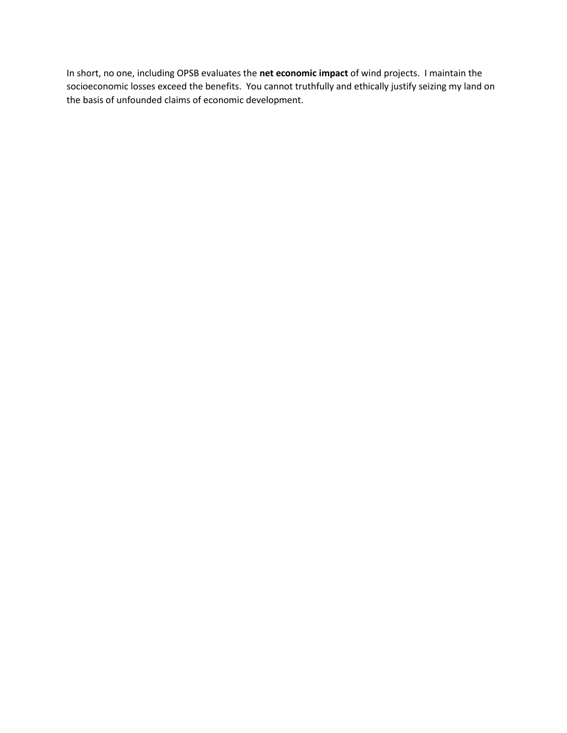In short, no one, including OPSB evaluates the **net economic impact** of wind projects. I maintain the socioeconomic losses exceed the benefits. You cannot truthfully and ethically justify seizing my land on the basis of unfounded claims of economic development.